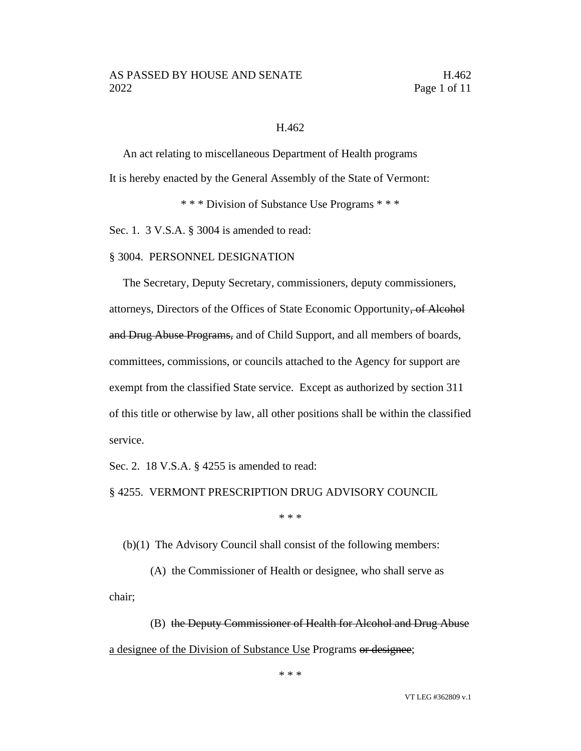H.462

An act relating to miscellaneous Department of Health programs

It is hereby enacted by the General Assembly of the State of Vermont:

\* \* \* Division of Substance Use Programs \* \* \*

Sec. 1. 3 V.S.A. § 3004 is amended to read:

§ 3004. PERSONNEL DESIGNATION

The Secretary, Deputy Secretary, commissioners, deputy commissioners, attorneys, Directors of the Offices of State Economic Opportunity~~, of Alcohol and Drug Abuse Programs,~~ and of Child Support, and all members of boards, committees, commissions, or councils attached to the Agency for support are exempt from the classified State service. Except as authorized by section 311 of this title or otherwise by law, all other positions shall be within the classified service.

Sec. 2. 18 V.S.A. § 4255 is amended to read:

§ 4255. VERMONT PRESCRIPTION DRUG ADVISORY COUNCIL

\* \* \*

(b)(1) The Advisory Council shall consist of the following members:

(A) the Commissioner of Health or designee, who shall serve as chair;

(B) ~~the Deputy Commissioner of Health for Alcohol and Drug Abuse~~ <u>a designee of the Division of Substance Use</u> Programs ~~or designee~~;

\* \* \*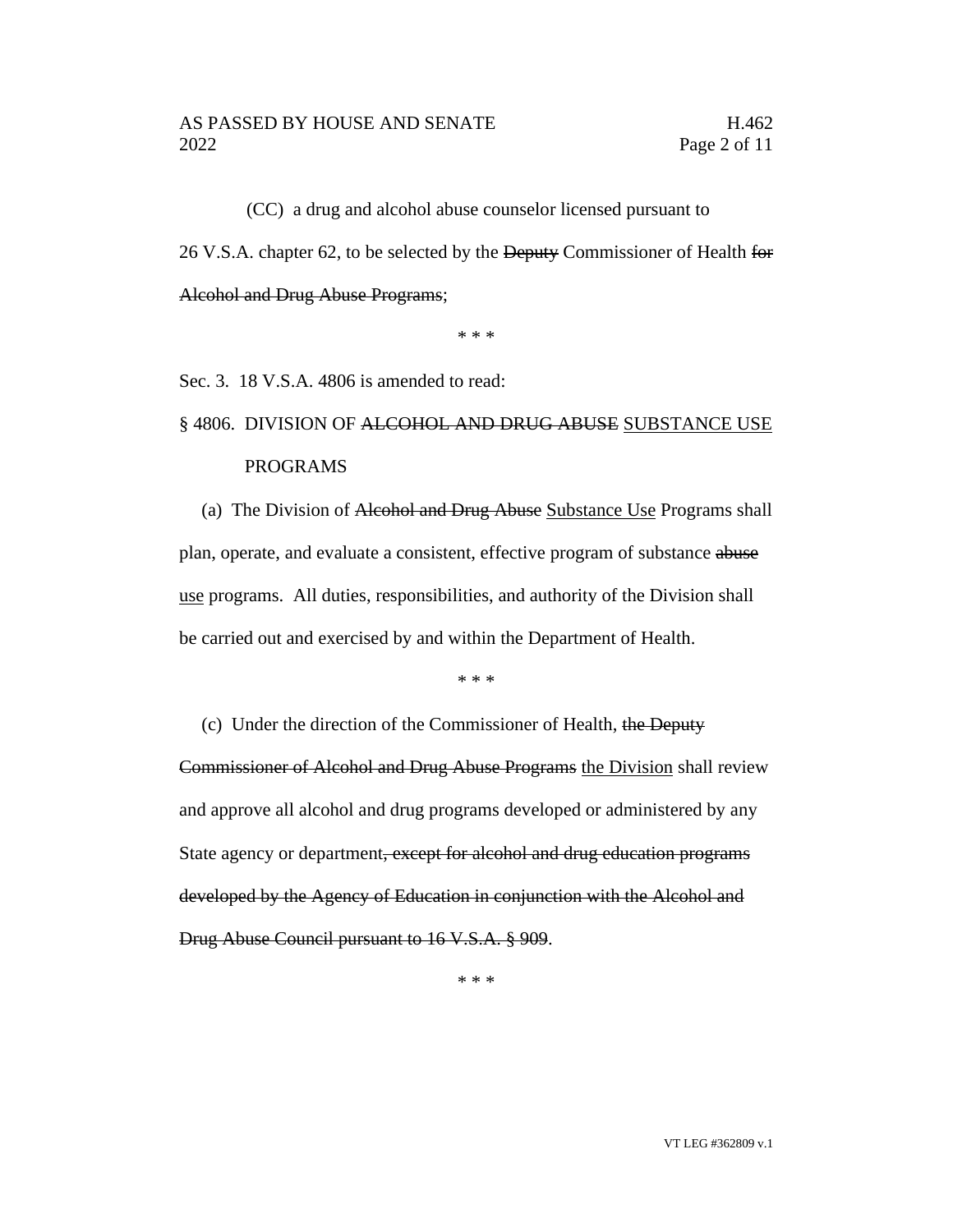(CC) a drug and alcohol abuse counselor licensed pursuant to 26 V.S.A. chapter 62, to be selected by the ~~Deputy~~ Commissioner of Health ~~for Alcohol and Drug Abuse Programs~~;

\* \* \*

Sec. 3. 18 V.S.A. 4806 is amended to read:

§ 4806. DIVISION OF ~~ALCOHOL AND DRUG ABUSE~~ SUBSTANCE USE PROGRAMS

(a) The Division of ~~Alcohol and Drug Abuse~~ Substance Use Programs shall plan, operate, and evaluate a consistent, effective program of substance ~~abuse~~ use programs. All duties, responsibilities, and authority of the Division shall be carried out and exercised by and within the Department of Health.

\* \* \*

(c) Under the direction of the Commissioner of Health, ~~the Deputy Commissioner of Alcohol and Drug Abuse Programs~~ the Division shall review and approve all alcohol and drug programs developed or administered by any State agency or department~~, except for alcohol and drug education programs developed by the Agency of Education in conjunction with the Alcohol and Drug Abuse Council pursuant to 16 V.S.A. § 909~~.

\* \* \*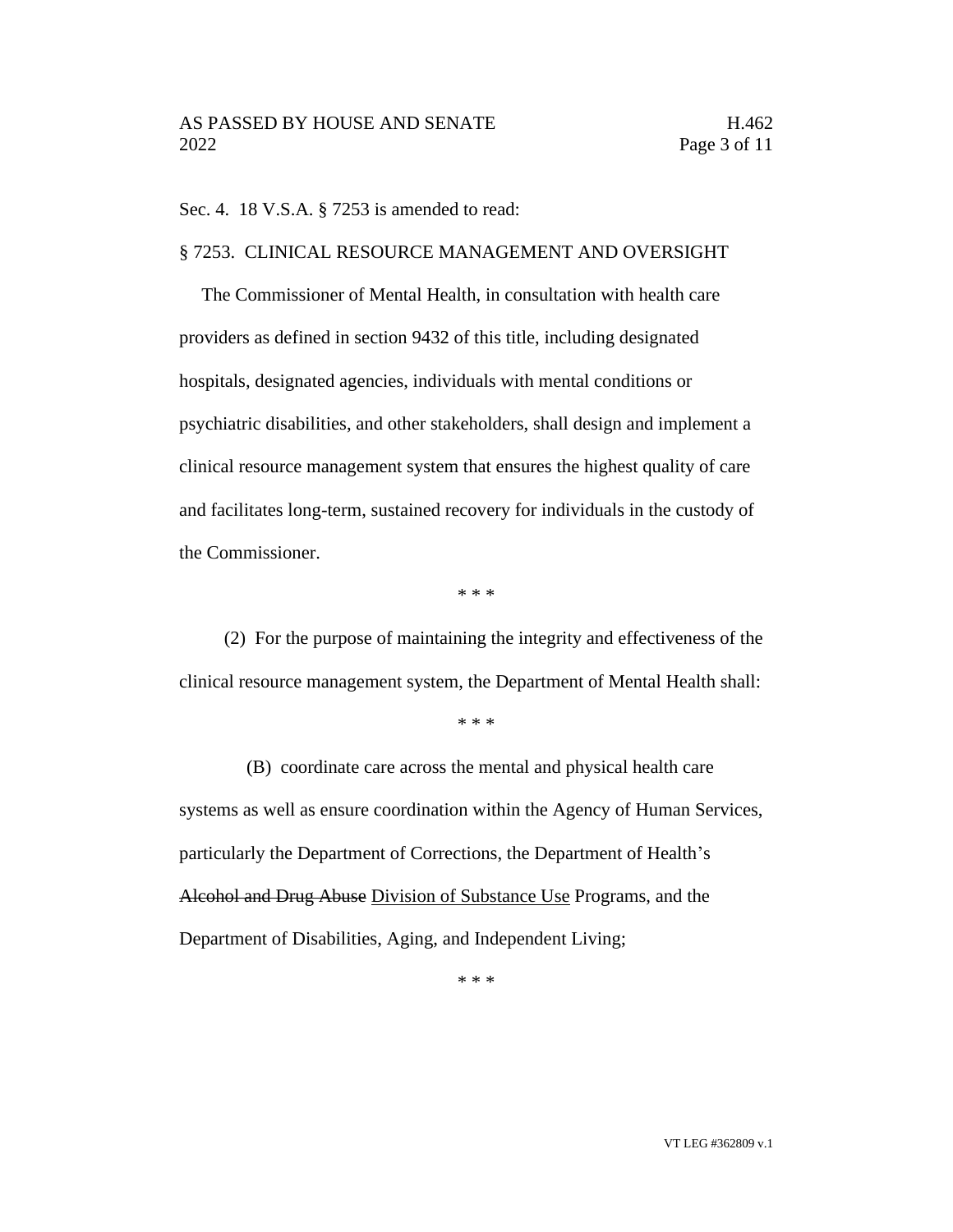Sec. 4. 18 V.S.A. § 7253 is amended to read:

§ 7253. CLINICAL RESOURCE MANAGEMENT AND OVERSIGHT

The Commissioner of Mental Health, in consultation with health care providers as defined in section 9432 of this title, including designated hospitals, designated agencies, individuals with mental conditions or psychiatric disabilities, and other stakeholders, shall design and implement a clinical resource management system that ensures the highest quality of care and facilitates long-term, sustained recovery for individuals in the custody of the Commissioner.

\* \* \*

(2) For the purpose of maintaining the integrity and effectiveness of the clinical resource management system, the Department of Mental Health shall:

\* \* \*

(B) coordinate care across the mental and physical health care systems as well as ensure coordination within the Agency of Human Services, particularly the Department of Corrections, the Department of Health's ~~Alcohol and Drug Abuse~~ <u>Division of Substance Use</u> Programs, and the Department of Disabilities, Aging, and Independent Living;

\* \* \*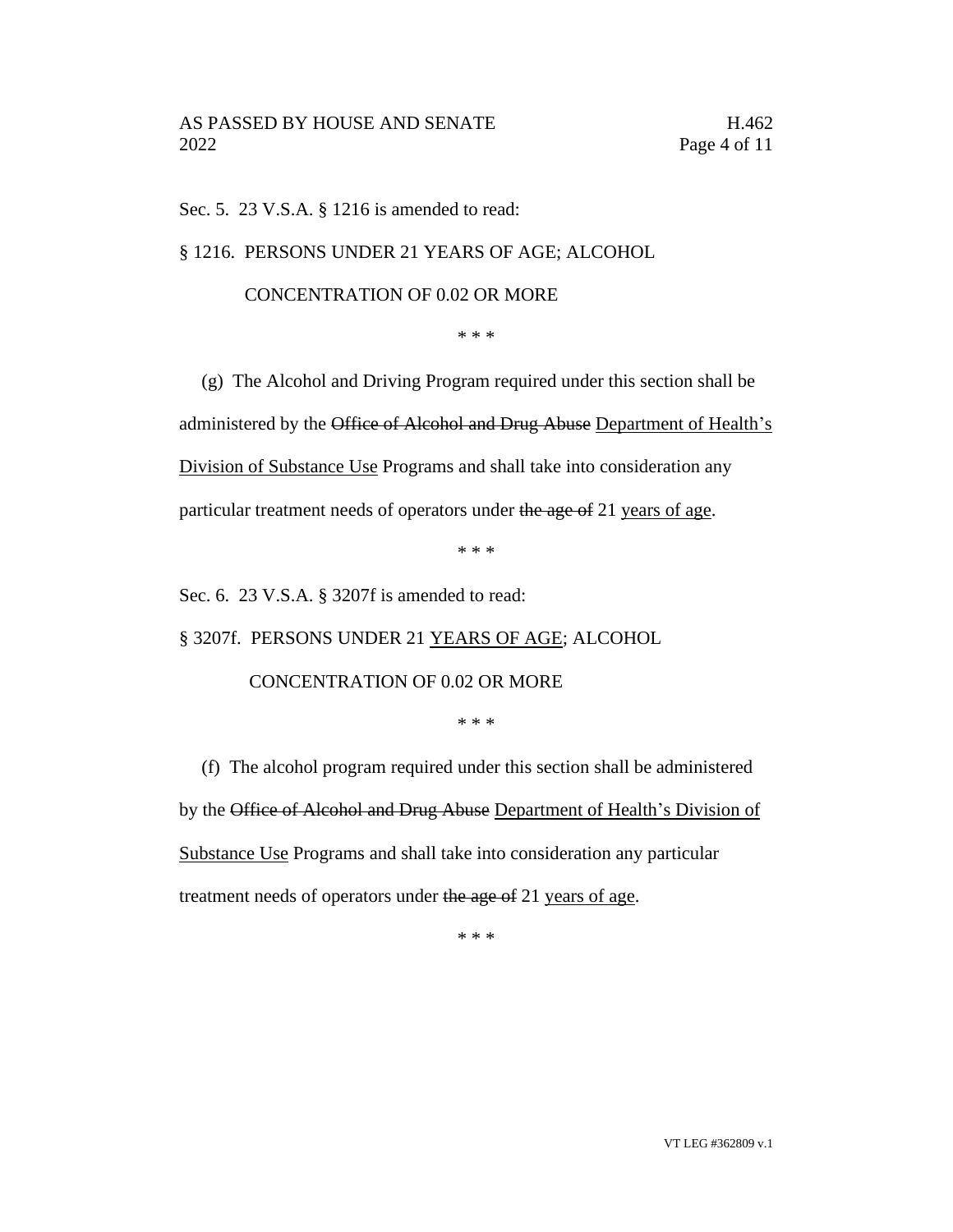Sec. 5. 23 V.S.A. § 1216 is amended to read:

§ 1216. PERSONS UNDER 21 YEARS OF AGE; ALCOHOL CONCENTRATION OF 0.02 OR MORE

\* \* \*

(g) The Alcohol and Driving Program required under this section shall be administered by the ~~Office of Alcohol and Drug Abuse~~ <u>Department of Health's Division of Substance Use</u> Programs and shall take into consideration any particular treatment needs of operators under ~~the age of~~ 21 <u>years of age</u>.

\* \* \*

Sec. 6. 23 V.S.A. § 3207f is amended to read:

§ 3207f. PERSONS UNDER 21 <u>YEARS OF AGE</u>; ALCOHOL CONCENTRATION OF 0.02 OR MORE

\* \* \*

(f) The alcohol program required under this section shall be administered by the ~~Office of Alcohol and Drug Abuse~~ <u>Department of Health's Division of Substance Use</u> Programs and shall take into consideration any particular treatment needs of operators under ~~the age of~~ 21 <u>years of age</u>.

\* \* \*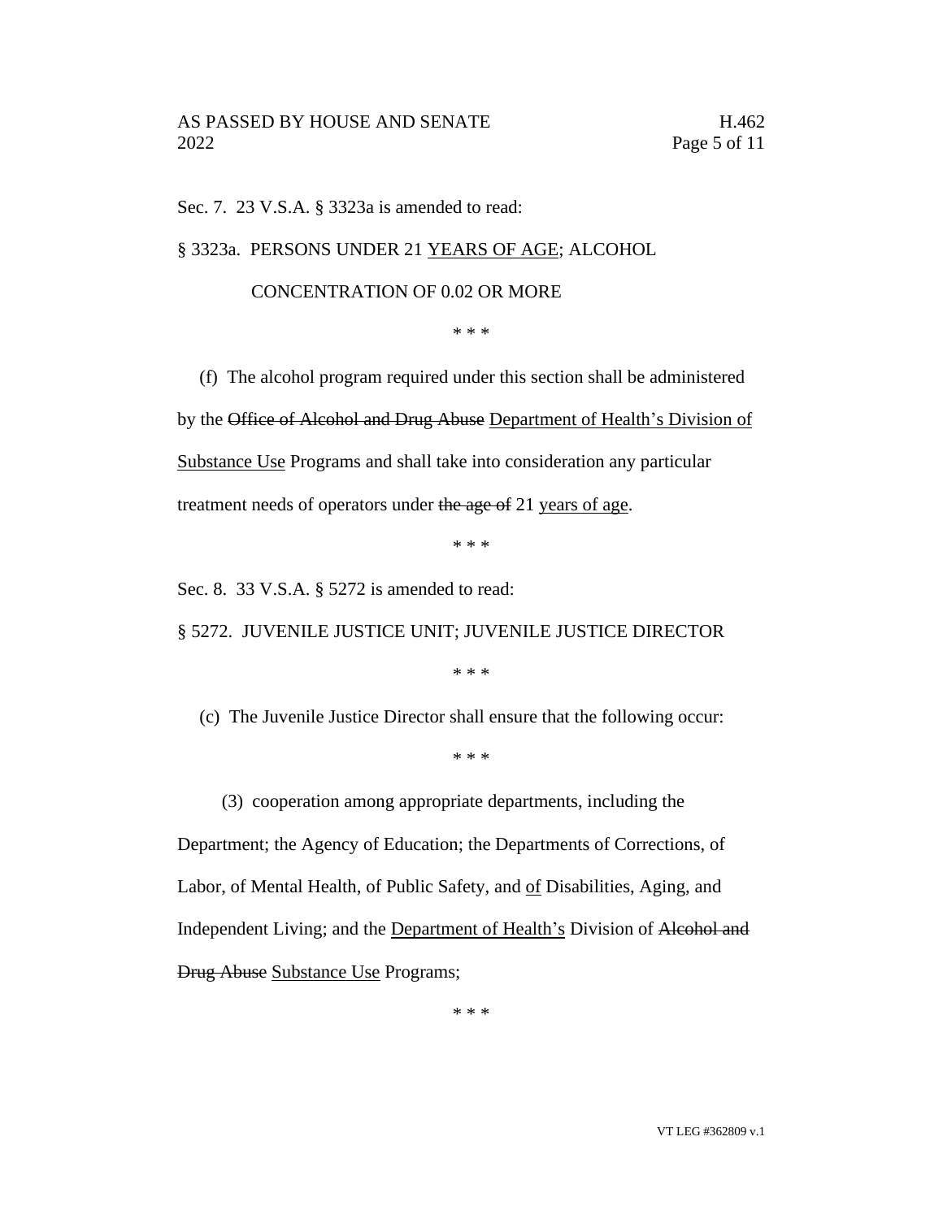Sec. 7. 23 V.S.A. § 3323a is amended to read:

§ 3323a. PERSONS UNDER 21 <u>YEARS OF AGE</u>; ALCOHOL CONCENTRATION OF 0.02 OR MORE

\* \* \*

(f) The alcohol program required under this section shall be administered by the ~~Office of Alcohol and Drug Abuse~~ <u>Department of Health's Division of Substance Use</u> Programs and shall take into consideration any particular treatment needs of operators under ~~the age of~~ 21 <u>years of age</u>.

\* \* \*

Sec. 8. 33 V.S.A. § 5272 is amended to read:

§ 5272. JUVENILE JUSTICE UNIT; JUVENILE JUSTICE DIRECTOR

\* \* \*

(c) The Juvenile Justice Director shall ensure that the following occur:

\* \* \*

(3) cooperation among appropriate departments, including the Department; the Agency of Education; the Departments of Corrections, of Labor, of Mental Health, of Public Safety, and <u>of</u> Disabilities, Aging, and Independent Living; and the <u>Department of Health's</u> Division of ~~Alcohol and Drug Abuse~~ <u>Substance Use</u> Programs;

\* \* \*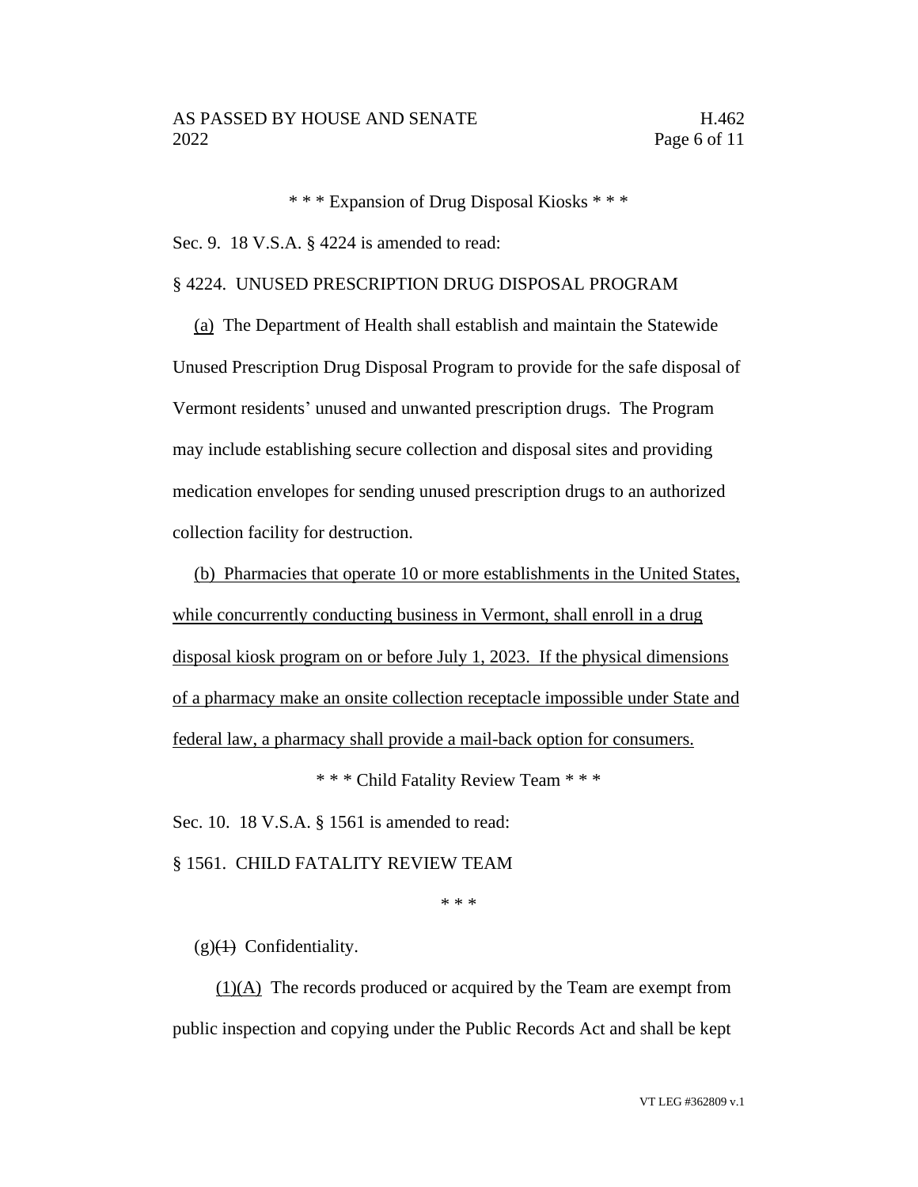\* \* \* Expansion of Drug Disposal Kiosks \* \* \*

Sec. 9. 18 V.S.A. § 4224 is amended to read:

§ 4224. UNUSED PRESCRIPTION DRUG DISPOSAL PROGRAM

<u>(a)</u> The Department of Health shall establish and maintain the Statewide Unused Prescription Drug Disposal Program to provide for the safe disposal of Vermont residents' unused and unwanted prescription drugs. The Program may include establishing secure collection and disposal sites and providing medication envelopes for sending unused prescription drugs to an authorized collection facility for destruction.

<u>(b) Pharmacies that operate 10 or more establishments in the United States, while concurrently conducting business in Vermont, shall enroll in a drug disposal kiosk program on or before July 1, 2023. If the physical dimensions of a pharmacy make an onsite collection receptacle impossible under State and federal law, a pharmacy shall provide a mail-back option for consumers.</u>

\* \* \* Child Fatality Review Team \* \* \*

Sec. 10. 18 V.S.A. § 1561 is amended to read:

§ 1561. CHILD FATALITY REVIEW TEAM

\* \* \*

(g)~~(1)~~ Confidentiality.

<u>(1)(A)</u> The records produced or acquired by the Team are exempt from public inspection and copying under the Public Records Act and shall be kept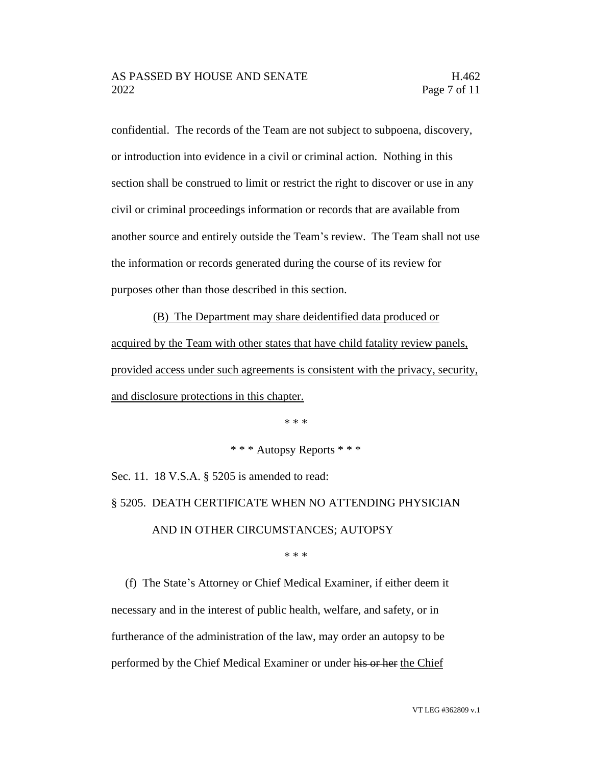confidential. The records of the Team are not subject to subpoena, discovery, or introduction into evidence in a civil or criminal action. Nothing in this section shall be construed to limit or restrict the right to discover or use in any civil or criminal proceedings information or records that are available from another source and entirely outside the Team's review. The Team shall not use the information or records generated during the course of its review for purposes other than those described in this section.

<u>(B) The Department may share deidentified data produced or acquired by the Team with other states that have child fatality review panels, provided access under such agreements is consistent with the privacy, security, and disclosure protections in this chapter.</u>

\* \* \*

\* \* \* Autopsy Reports \* \* \*

Sec. 11. 18 V.S.A. § 5205 is amended to read:

§ 5205. DEATH CERTIFICATE WHEN NO ATTENDING PHYSICIAN AND IN OTHER CIRCUMSTANCES; AUTOPSY

\* \* \*

(f) The State's Attorney or Chief Medical Examiner, if either deem it necessary and in the interest of public health, welfare, and safety, or in furtherance of the administration of the law, may order an autopsy to be performed by the Chief Medical Examiner or under ~~his or her~~ <u>the Chief</u>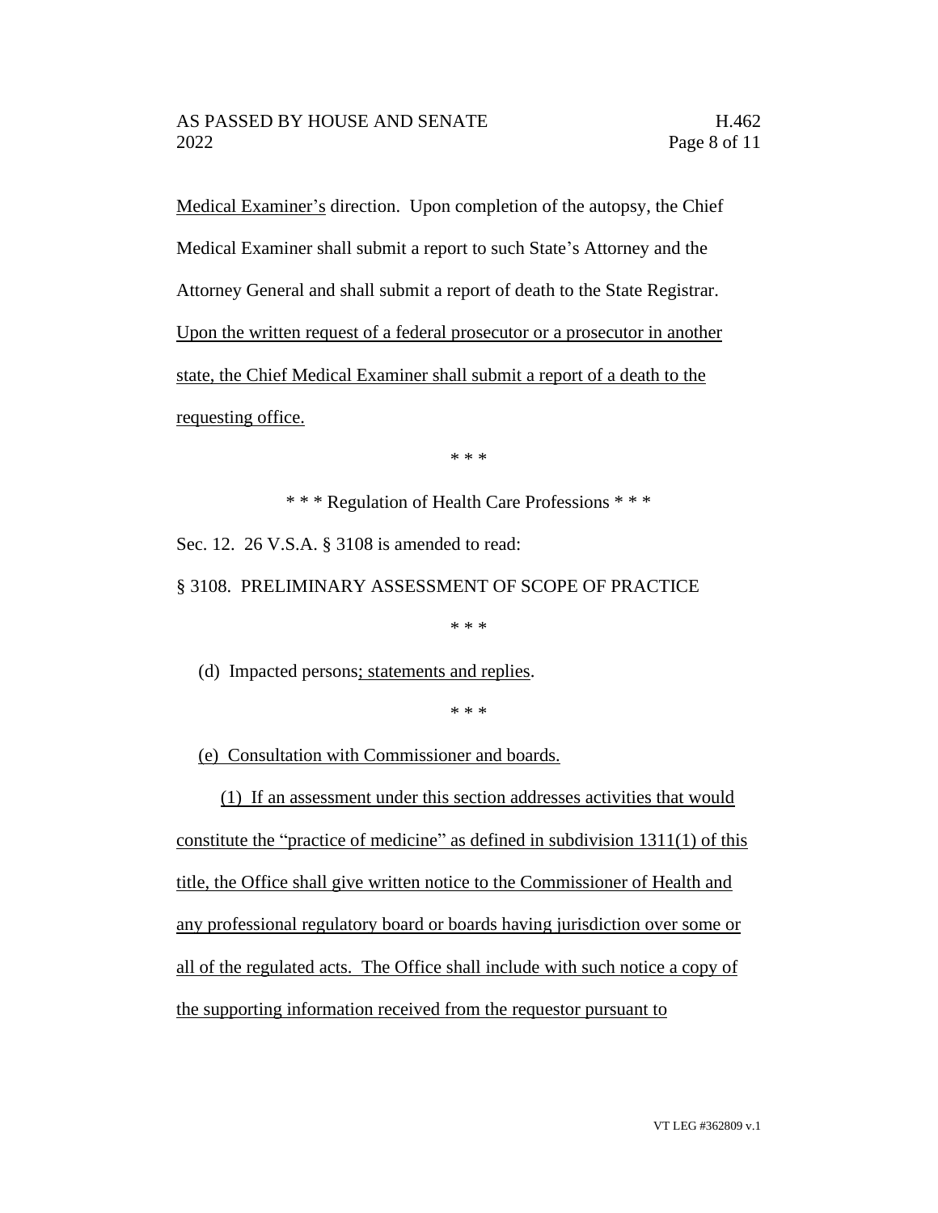Medical Examiner's direction. Upon completion of the autopsy, the Chief Medical Examiner shall submit a report to such State's Attorney and the Attorney General and shall submit a report of death to the State Registrar. Upon the written request of a federal prosecutor or a prosecutor in another state, the Chief Medical Examiner shall submit a report of a death to the requesting office.

\* \* \*

\* \* \* Regulation of Health Care Professions \* \* \*

Sec. 12. 26 V.S.A. § 3108 is amended to read:

§ 3108. PRELIMINARY ASSESSMENT OF SCOPE OF PRACTICE

\* \* \*

(d) Impacted persons; statements and replies.

\* \* \*

(e) Consultation with Commissioner and boards.

(1) If an assessment under this section addresses activities that would constitute the "practice of medicine" as defined in subdivision 1311(1) of this title, the Office shall give written notice to the Commissioner of Health and any professional regulatory board or boards having jurisdiction over some or all of the regulated acts. The Office shall include with such notice a copy of the supporting information received from the requestor pursuant to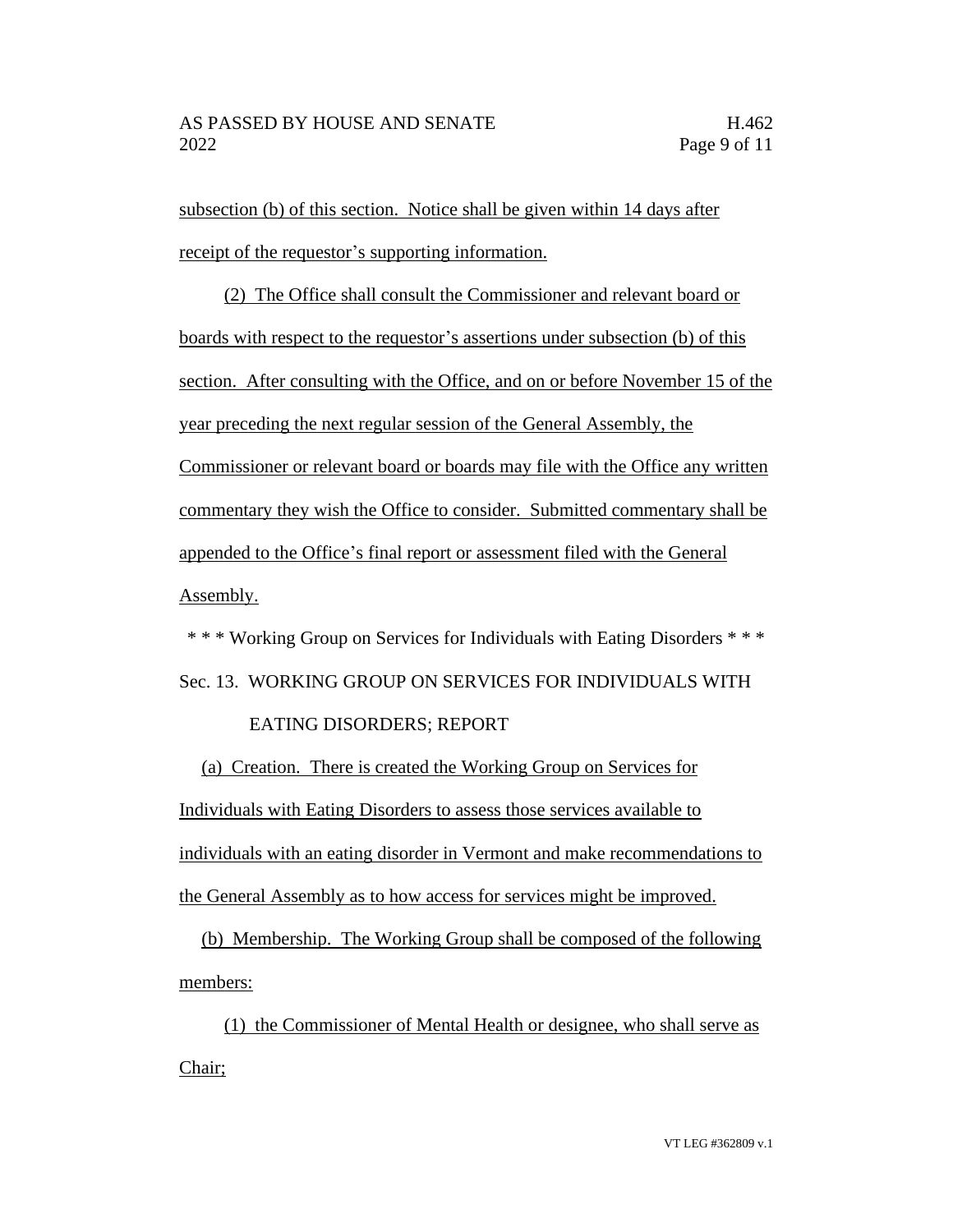subsection (b) of this section. Notice shall be given within 14 days after receipt of the requestor's supporting information.

(2) The Office shall consult the Commissioner and relevant board or boards with respect to the requestor's assertions under subsection (b) of this section. After consulting with the Office, and on or before November 15 of the year preceding the next regular session of the General Assembly, the Commissioner or relevant board or boards may file with the Office any written commentary they wish the Office to consider. Submitted commentary shall be appended to the Office's final report or assessment filed with the General Assembly.

\* \* \* Working Group on Services for Individuals with Eating Disorders \* \* \*

Sec. 13. WORKING GROUP ON SERVICES FOR INDIVIDUALS WITH EATING DISORDERS; REPORT

(a) Creation. There is created the Working Group on Services for Individuals with Eating Disorders to assess those services available to individuals with an eating disorder in Vermont and make recommendations to the General Assembly as to how access for services might be improved.

(b) Membership. The Working Group shall be composed of the following members:

(1) the Commissioner of Mental Health or designee, who shall serve as Chair;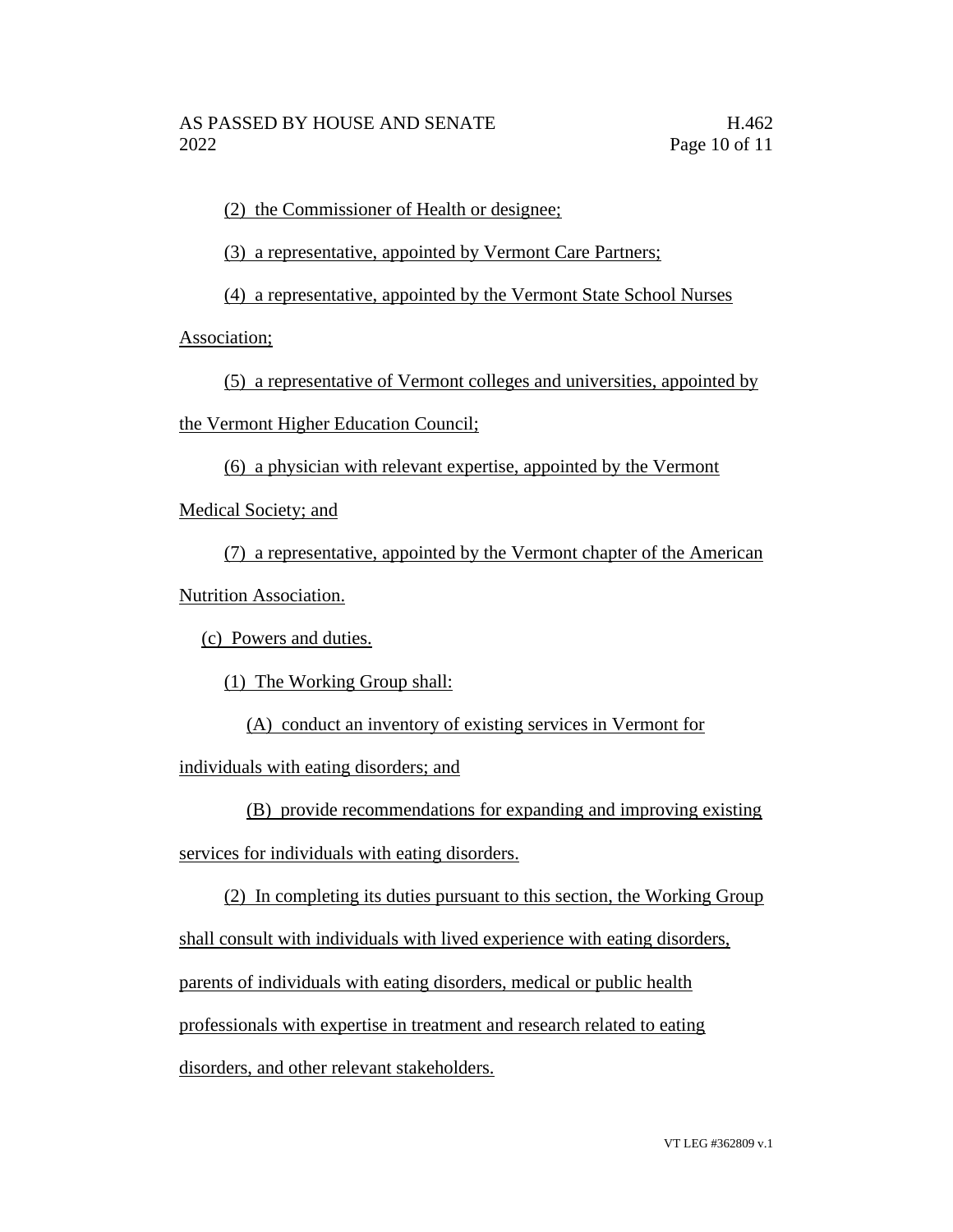(2) the Commissioner of Health or designee;

(3) a representative, appointed by Vermont Care Partners;

(4) a representative, appointed by the Vermont State School Nurses Association;

(5) a representative of Vermont colleges and universities, appointed by the Vermont Higher Education Council;

(6) a physician with relevant expertise, appointed by the Vermont Medical Society; and

(7) a representative, appointed by the Vermont chapter of the American Nutrition Association.

(c) Powers and duties.

(1) The Working Group shall:

(A) conduct an inventory of existing services in Vermont for individuals with eating disorders; and

(B) provide recommendations for expanding and improving existing services for individuals with eating disorders.

(2) In completing its duties pursuant to this section, the Working Group shall consult with individuals with lived experience with eating disorders, parents of individuals with eating disorders, medical or public health professionals with expertise in treatment and research related to eating disorders, and other relevant stakeholders.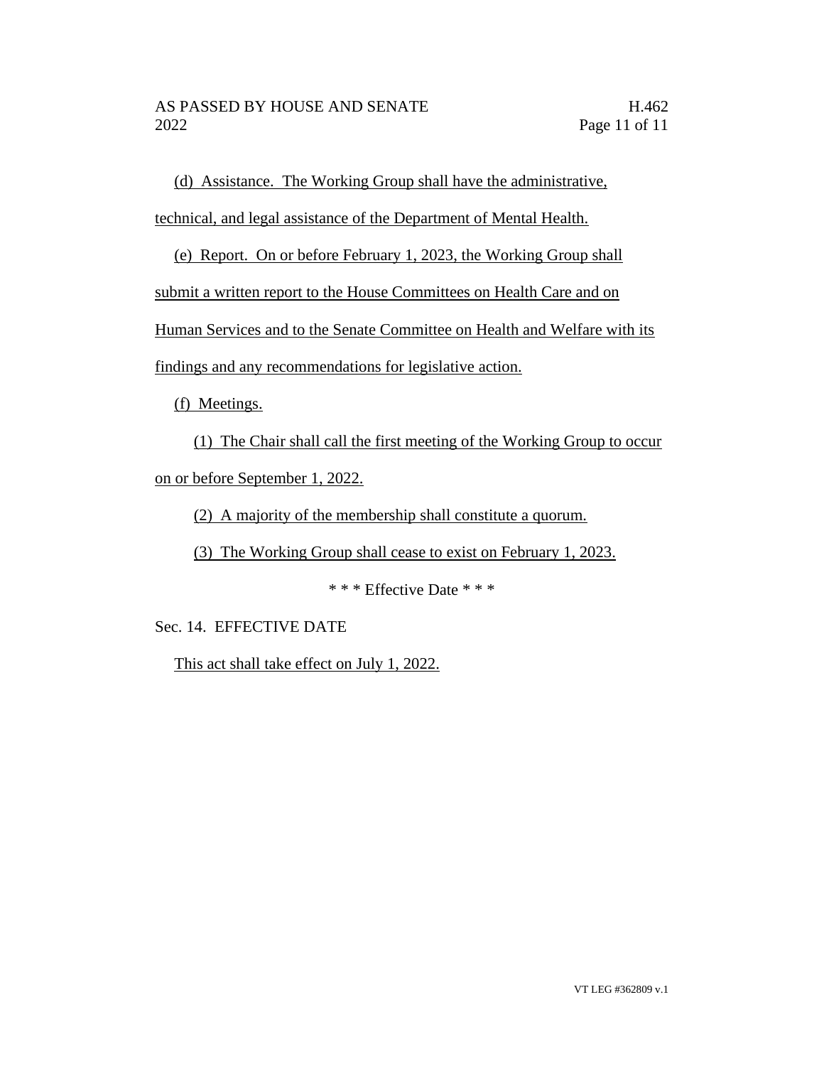(d) Assistance. The Working Group shall have the administrative, technical, and legal assistance of the Department of Mental Health.

(e) Report. On or before February 1, 2023, the Working Group shall submit a written report to the House Committees on Health Care and on Human Services and to the Senate Committee on Health and Welfare with its findings and any recommendations for legislative action.

(f) Meetings.

(1) The Chair shall call the first meeting of the Working Group to occur on or before September 1, 2022.

(2) A majority of the membership shall constitute a quorum.

(3) The Working Group shall cease to exist on February 1, 2023.

\* \* \* Effective Date \* \* \*

Sec. 14. EFFECTIVE DATE

This act shall take effect on July 1, 2022.